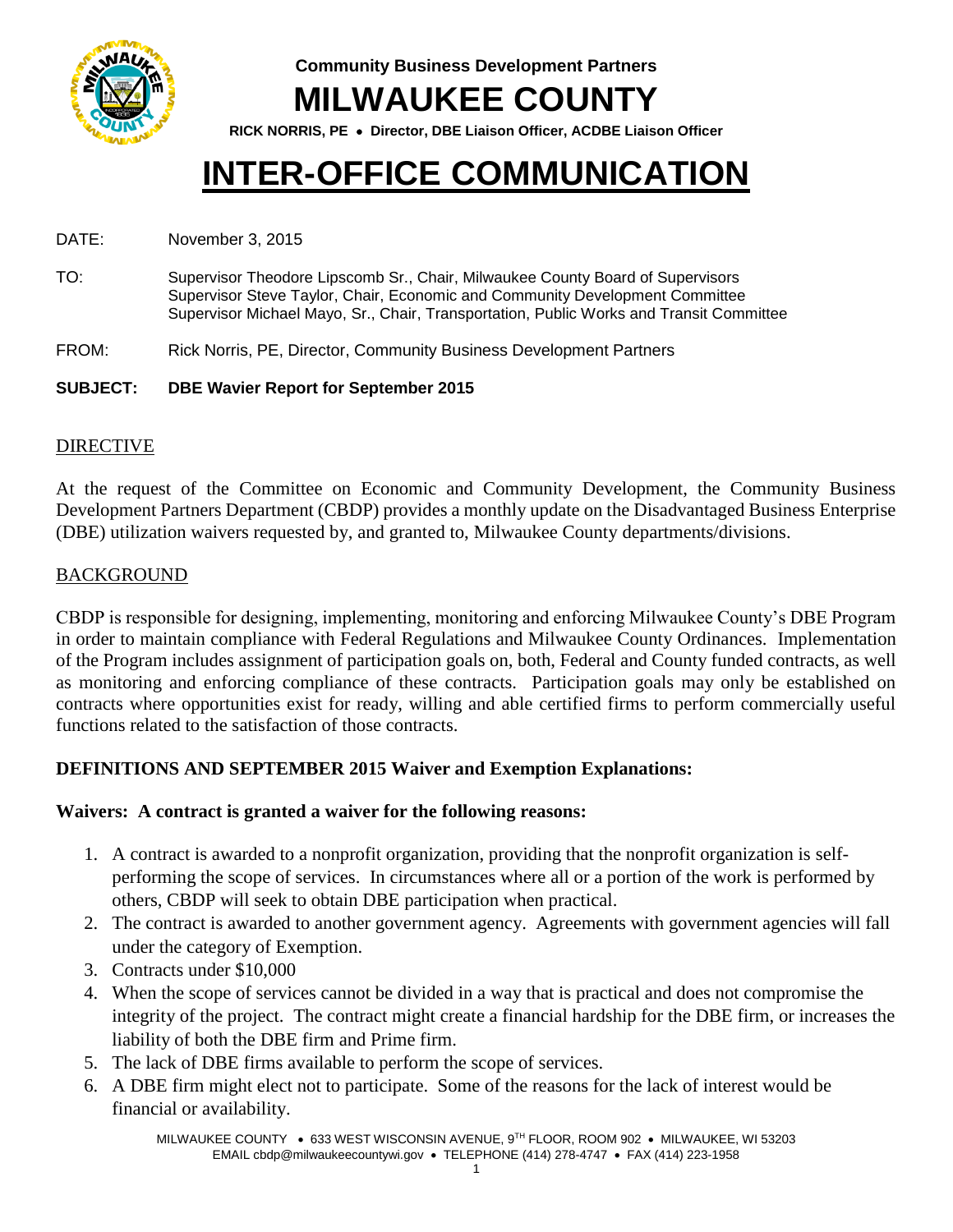**Community Business Development Partners**

# MILWAUKEE COUNTY

**RICK NORRIS, PE • Director, DBE Liaison Officer, ACDBE Liaison Officer**

# INTER-OFFICE COMMUNICATION

DATE: November 3, 2015

TO: Supervisor Theodore Lipscomb Sr., Chair, Milwaukee County Board of Supervisors
Supervisor Steve Taylor, Chair, Economic and Community Development Committee
Supervisor Michael Mayo, Sr., Chair, Transportation, Public Works and Transit Committee

FROM: Rick Norris, PE, Director, Community Business Development Partners

**SUBJECT: DBE Wavier Report for September 2015**

## DIRECTIVE

At the request of the Committee on Economic and Community Development, the Community Business Development Partners Department (CBDP) provides a monthly update on the Disadvantaged Business Enterprise (DBE) utilization waivers requested by, and granted to, Milwaukee County departments/divisions.

## BACKGROUND

CBDP is responsible for designing, implementing, monitoring and enforcing Milwaukee County's DBE Program in order to maintain compliance with Federal Regulations and Milwaukee County Ordinances. Implementation of the Program includes assignment of participation goals on, both, Federal and County funded contracts, as well as monitoring and enforcing compliance of these contracts. Participation goals may only be established on contracts where opportunities exist for ready, willing and able certified firms to perform commercially useful functions related to the satisfaction of those contracts.

**DEFINITIONS AND SEPTEMBER 2015 Waiver and Exemption Explanations:**

**Waivers: A contract is granted a waiver for the following reasons:**

1. A contract is awarded to a nonprofit organization, providing that the nonprofit organization is self-performing the scope of services. In circumstances where all or a portion of the work is performed by others, CBDP will seek to obtain DBE participation when practical.
2. The contract is awarded to another government agency. Agreements with government agencies will fall under the category of Exemption.
3. Contracts under $10,000
4. When the scope of services cannot be divided in a way that is practical and does not compromise the integrity of the project. The contract might create a financial hardship for the DBE firm, or increases the liability of both the DBE firm and Prime firm.
5. The lack of DBE firms available to perform the scope of services.
6. A DBE firm might elect not to participate. Some of the reasons for the lack of interest would be financial or availability.

MILWAUKEE COUNTY • 633 WEST WISCONSIN AVENUE, 9TH FLOOR, ROOM 902 • MILWAUKEE, WI 53203
EMAIL cbdp@milwaukeecountywi.gov • TELEPHONE (414) 278-4747 • FAX (414) 223-1958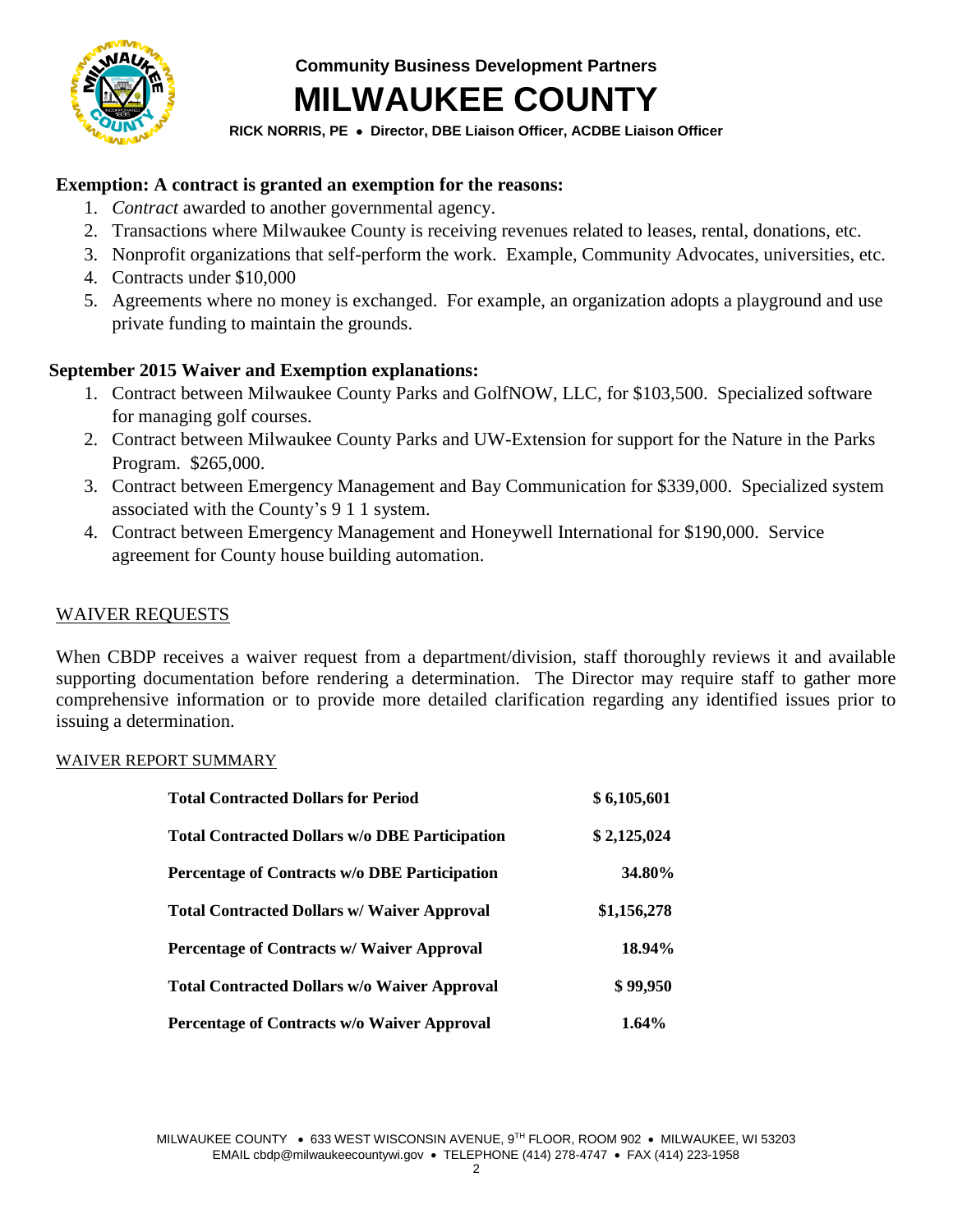**Exemption: A contract is granted an exemption for the reasons:**

1. *Contract* awarded to another governmental agency.
2. Transactions where Milwaukee County is receiving revenues related to leases, rental, donations, etc.
3. Nonprofit organizations that self-perform the work. Example, Community Advocates, universities, etc.
4. Contracts under $10,000
5. Agreements where no money is exchanged. For example, an organization adopts a playground and use private funding to maintain the grounds.

**September 2015 Waiver and Exemption explanations:**

1. Contract between Milwaukee County Parks and GolfNOW, LLC, for $103,500. Specialized software for managing golf courses.
2. Contract between Milwaukee County Parks and UW-Extension for support for the Nature in the Parks Program. $265,000.
3. Contract between Emergency Management and Bay Communication for $339,000. Specialized system associated with the County's 9 1 1 system.
4. Contract between Emergency Management and Honeywell International for $190,000. Service agreement for County house building automation.

WAIVER REQUESTS

When CBDP receives a waiver request from a department/division, staff thoroughly reviews it and available supporting documentation before rendering a determination. The Director may require staff to gather more comprehensive information or to provide more detailed clarification regarding any identified issues prior to issuing a determination.

WAIVER REPORT SUMMARY

| | |
|---|---|
| **Total Contracted Dollars for Period** | **$ 6,105,601** |
| **Total Contracted Dollars w/o DBE Participation** | **$ 2,125,024** |
| **Percentage of Contracts w/o DBE Participation** | **34.80%** |
| **Total Contracted Dollars w/ Waiver Approval** | **$1,156,278** |
| **Percentage of Contracts w/ Waiver Approval** | **18.94%** |
| **Total Contracted Dollars w/o Waiver Approval** | **$ 99,950** |
| **Percentage of Contracts w/o Waiver Approval** | **1.64%** |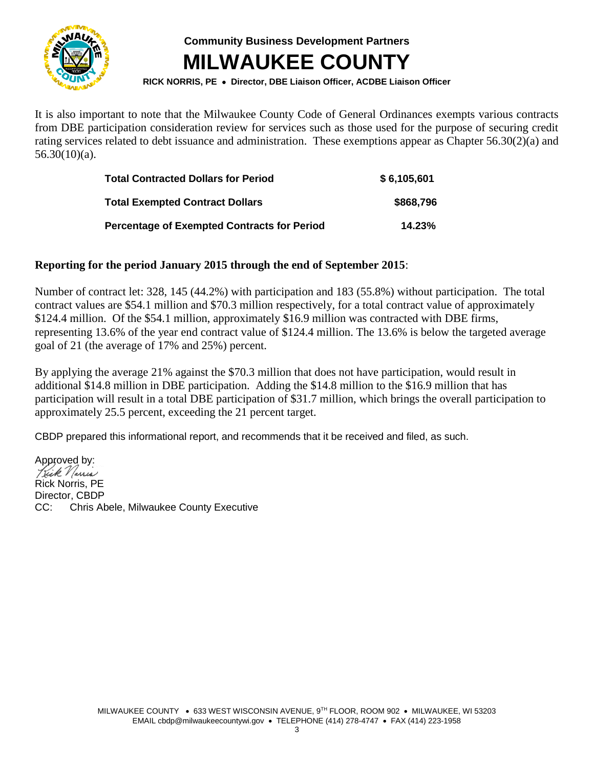It is also important to note that the Milwaukee County Code of General Ordinances exempts various contracts from DBE participation consideration review for services such as those used for the purpose of securing credit rating services related to debt issuance and administration. These exemptions appear as Chapter 56.30(2)(a) and 56.30(10)(a).

| | |
|---|---|
| **Total Contracted Dollars for Period** | **$ 6,105,601** |
| **Total Exempted Contract Dollars** | **$868,796** |
| **Percentage of Exempted Contracts for Period** | **14.23%** |

**Reporting for the period January 2015 through the end of September 2015**:

Number of contract let: 328, 145 (44.2%) with participation and 183 (55.8%) without participation. The total contract values are $54.1 million and $70.3 million respectively, for a total contract value of approximately $124.4 million. Of the $54.1 million, approximately $16.9 million was contracted with DBE firms, representing 13.6% of the year end contract value of $124.4 million. The 13.6% is below the targeted average goal of 21 (the average of 17% and 25%) percent.

By applying the average 21% against the $70.3 million that does not have participation, would result in additional $14.8 million in DBE participation. Adding the $14.8 million to the $16.9 million that has participation will result in a total DBE participation of $31.7 million, which brings the overall participation to approximately 25.5 percent, exceeding the 21 percent target.

CBDP prepared this informational report, and recommends that it be received and filed, as such.

Approved by:
Rick Norris

Rick Norris, PE
Director, CBDP
CC: Chris Abele, Milwaukee County Executive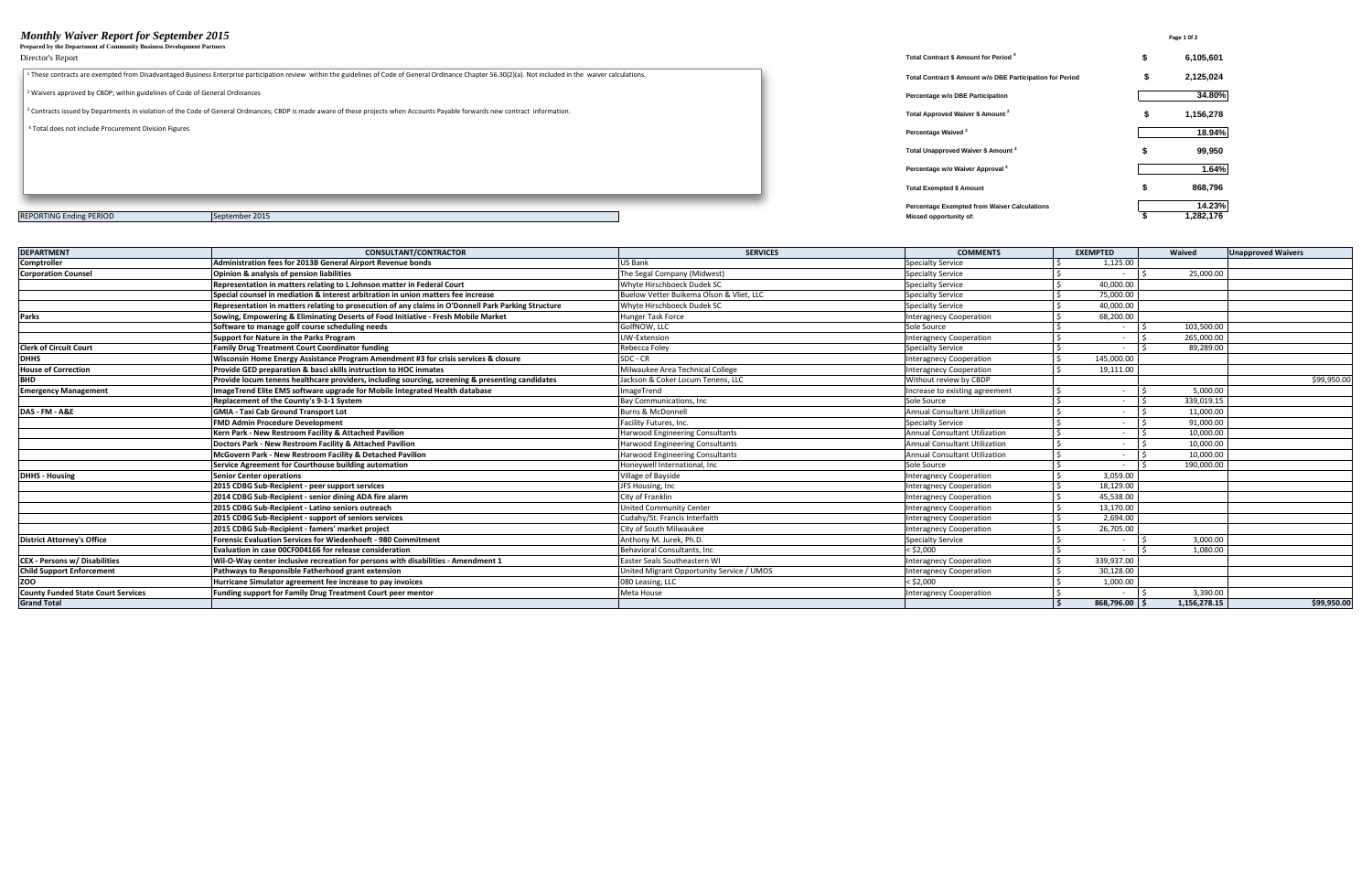# *Monthly Waiver Report for September 2015*

**Prepared by the Department of Community Business Development Partners**

Director's Report

[1] These contracts are exempted from Disadvantaged Business Enterprise participation review within the guidelines of Code of General Ordinance Chapter 56.30(2)(a). Not included in the waiver calculations.

[2] Waivers approved by CBDP; within guidelines of Code of General Ordinances

[3] Contracts issued by Departments in violation of the Code of General Ordinances; CBDP is made aware of these projects when Accounts Payable forwards new contract information.

[4] Total does not include Procurement Division Figures

| | | |
|---|---|---|
| Total Contract $ Amount for Period [4] | $ | 6,105,601 |
| Total Contract $ Amount w/o DBE Participation for Period | $ | 2,125,024 |
| Percentage w/o DBE Participation | | 34.80% |
| Total Approved Waiver $ Amount [2] | $ | 1,156,278 |
| Percentage Waived [2] | | 18.94% |
| Total Unapproved Waiver $ Amount [3] | $ | 99,950 |
| Percentage w/o Waiver Approval [3] | | 1.64% |
| Total Exempted $ Amount | $ | 868,796 |
| Percentage Exempted from Waiver Calculations | | 14.23% |
| Missed opportunity of: | $ | 1,282,176 |

REPORTING Ending PERIOD: September 2015

| DEPARTMENT | CONSULTANT/CONTRACTOR | SERVICES | COMMENTS | EXEMPTED | Waived | Unapproved Waivers |
|---|---|---|---|---|---|---|
| **Comptroller** | **Administration fees for 2013B General Airport Revenue bonds** | US Bank | Specialty Service | $ 1,125.00 | | |
| **Corporation Counsel** | **Opinion & analysis of pension liabilities** | The Segal Company (Midwest) | Specialty Service | $ - | $ 25,000.00 | |
| | **Representation in matters relating to L Johnson matter in Federal Court** | Whyte Hirschboeck Dudek SC | Specialty Service | $ 40,000.00 | | |
| | **Special counsel in mediation & interest arbitration in union matters fee increase** | Buelow Vetter Buikema Olson & Vliet, LLC | Specialty Service | $ 75,000.00 | | |
| | **Representation in matters relating to prosecution of any claims in O'Donnell Park Parking Structure** | Whyte Hirschboeck Dudek SC | Specialty Service | $ 40,000.00 | | |
| **Parks** | **Sowing, Empowering & Eliminating Deserts of Food Initiative - Fresh Mobile Market** | Hunger Task Force | Interagnecy Cooperation | $ 68,200.00 | | |
| | **Software to manage golf course scheduling needs** | GolfNOW, LLC | Sole Source | $ - | $ 103,500.00 | |
| | **Support for Nature in the Parks Program** | UW-Extension | Interagnecy Cooperation | $ - | $ 265,000.00 | |
| **Clerk of Circuit Court** | **Family Drug Treatment Court Coordinator funding** | Rebecca Foley | Specialty Service | $ - | $ 89,289.00 | |
| **DHHS** | **Wisconsin Home Energy Assistance Program Amendment #3 for crisis services & closure** | SDC - CR | Interagnecy Cooperation | $ 145,000.00 | | |
| **House of Correction** | **Provide GED preparation & basci skills instruction to HOC inmates** | Milwaukee Area Technical College | Interagnecy Cooperation | $ 19,111.00 | | |
| **BHD** | **Provide locum tenens healthcare providers, including sourcing, screening & presenting candidates** | Jackson & Coker Locum Tenens, LLC | Without review by CBDP | | | $99,950.00 |
| **Emergency Management** | **ImageTrend Elite EMS software upgrade for Mobile Integrated Health database** | ImageTrend | Increase to existing agreement | $ - | $ 5,000.00 | |
| | **Replacement of the County's 9-1-1 System** | Bay Communications, Inc | Sole Source | $ - | $ 339,019.15 | |
| **DAS - FM - A&E** | **GMIA - Taxi Cab Ground Transport Lot** | Burns & McDonnell | Annual Consultant Utilization | $ - | $ 11,000.00 | |
| | **FMD Admin Procedure Development** | Facility Futures, Inc. | Specialty Service | $ - | $ 91,000.00 | |
| | **Kern Park - New Restroom Facility & Attached Pavilion** | Harwood Engineering Consultants | Annual Consultant Utilization | $ - | $ 10,000.00 | |
| | **Doctors Park - New Restroom Facility & Attached Pavilion** | Harwood Engineering Consultants | Annual Consultant Utilization | $ - | $ 10,000.00 | |
| | **McGovern Park - New Restroom Facility & Detached Pavilion** | Harwood Engineering Consultants | Annual Consultant Utilization | $ - | $ 10,000.00 | |
| | **Service Agreement for Courthouse building automation** | Honeywell International, Inc | Sole Source | $ - | $ 190,000.00 | |
| **DHHS - Housing** | **Senior Center operations** | Village of Bayside | Interagnecy Cooperation | $ 3,059.00 | | |
| | **2015 CDBG Sub-Recipient - peer support services** | JFS Housing, Inc | Interagnecy Cooperation | $ 18,129.00 | | |
| | **2014 CDBG Sub-Recipient - senior dining ADA fire alarm** | City of Franklin | Interagnecy Cooperation | $ 45,538.00 | | |
| | **2015 CDBG Sub-Recipient - Latino seniors outreach** | United Community Center | Interagnecy Cooperation | $ 13,170.00 | | |
| | **2015 CDBG Sub-Recipient - support of seniors services** | Cudahy/St. Francis Interfaith | Interagnecy Cooperation | $ 2,694.00 | | |
| | **2015 CDBG Sub-Recipient - famers' market project** | City of South Milwaukee | Interagnecy Cooperation | $ 26,705.00 | | |
| **District Attorney's Office** | **Forensic Evaluation Services for Wiedenhoeft - 980 Commitment** | Anthony M. Jurek, Ph.D. | Specialty Service | $ - | $ 3,000.00 | |
| | **Evaluation in case 00CF004166 for release consideration** | Behavioral Consultants, Inc | < $2,000 | $ - | $ 1,080.00 | |
| **CEX - Persons w/ Disabilities** | **Wil-O-Way center inclusive recreation for persons with disabilities - Amendment 1** | Easter Seals Southeastern WI | Interagnecy Cooperation | $ 339,937.00 | | |
| **Child Support Enforcement** | **Pathways to Responsible Fatherhood grant extension** | United Migrant Opportunity Service / UMOS | Interagnecy Cooperation | $ 30,128.00 | | |
| **ZOO** | **Hurricane Simulator agreement fee increase to pay invoices** | 080 Leasing, LLC | < $2,000 | $ 1,000.00 | | |
| **County Funded State Court Services** | **Funding support for Family Drug Treatment Court peer mentor** | Meta House | Interagnecy Cooperation | $ - | $ 3,390.00 | |
| **Grand Total** | | | | **$ 868,796.00** | **$ 1,156,278.15** | **$99,950.00** |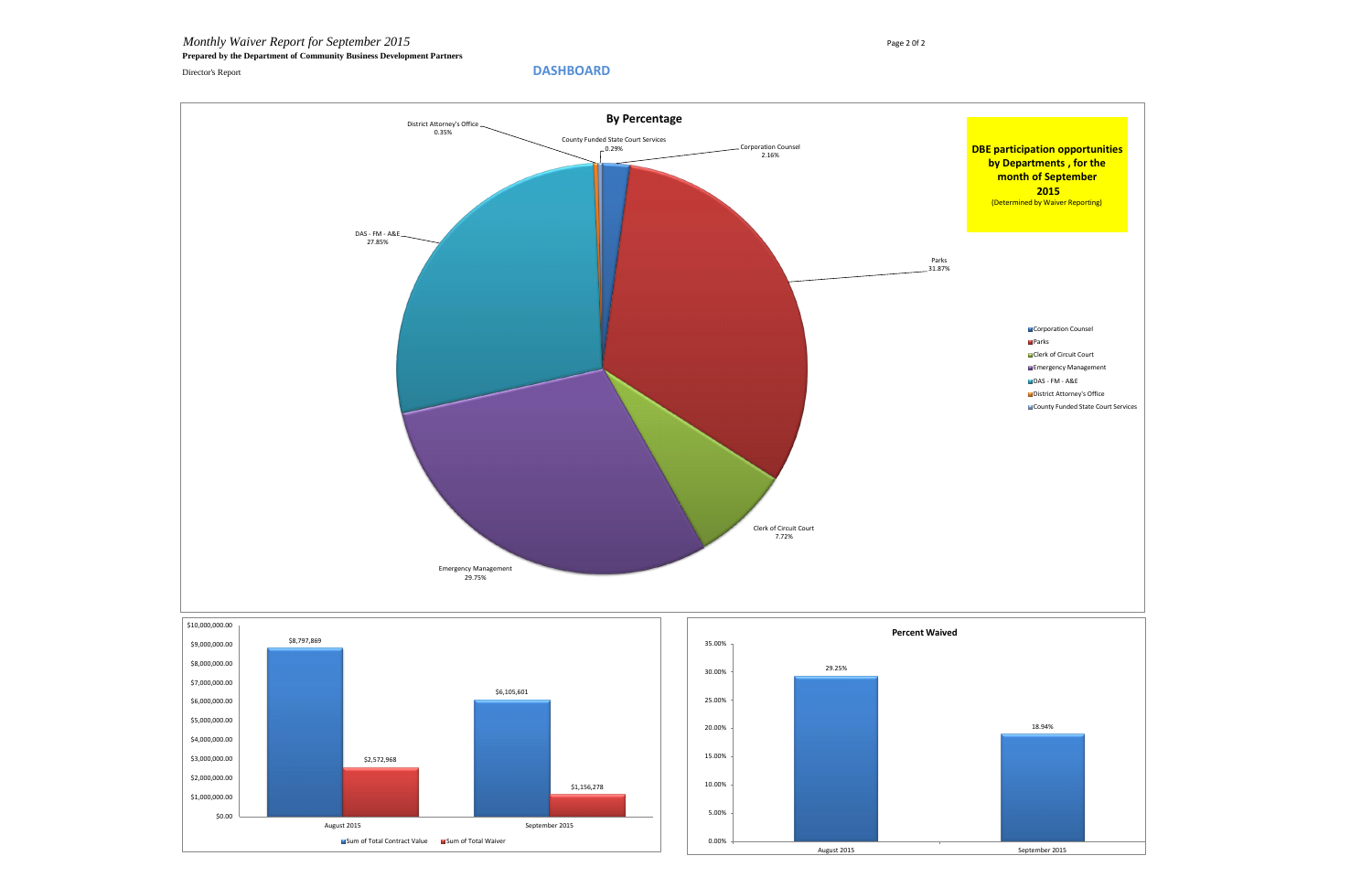*Monthly Waiver Report for September 2015*

**Prepared by the Department of Community Business Development Partners**

Director's Report

**DASHBOARD**

**By Percentage**

District Attorney's Office 0.35%

County Funded State Court Services 0.29%

Corporation Counsel 2.16%

Parks 31.87%

DAS - FM - A&E 27.85%

Clerk of Circuit Court 7.72%

Emergency Management 29.75%

**DBE participation opportunities by Departments , for the month of September 2015**
(Determined by Waiver Reporting)

Corporation Counsel
Parks
Clerk of Circuit Court
Emergency Management
DAS - FM - A&E
District Attorney's Office
County Funded State Court Services

$10,000,000.00
$9,000,000.00
$8,000,000.00
$7,000,000.00
$6,000,000.00
$5,000,000.00
$4,000,000.00
$3,000,000.00
$2,000,000.00
$1,000,000.00
$0.00

$8,797,869
$2,572,968
$6,105,601
$1,156,278

August 2015
September 2015

Sum of Total Contract Value
Sum of Total Waiver

**Percent Waived**

35.00%
30.00%
25.00%
20.00%
15.00%
10.00%
5.00%
0.00%

29.25%
18.94%

August 2015
September 2015